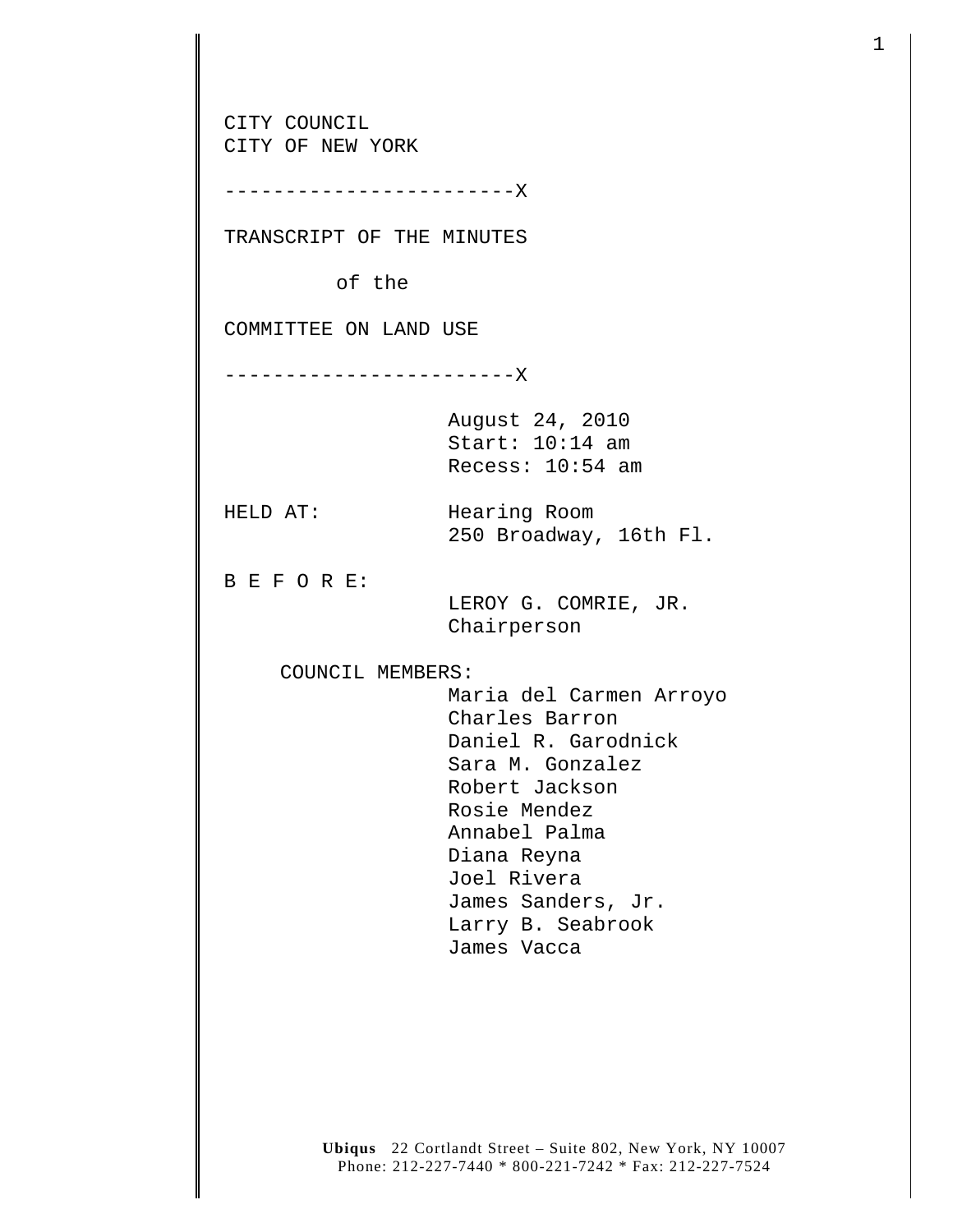CITY COUNCIL
CITY OF NEW YORK

------------------------X

TRANSCRIPT OF THE MINUTES

of the

COMMITTEE ON LAND USE

------------------------X

August 24, 2010
Start: 10:14 am
Recess: 10:54 am

HELD AT: Hearing Room
250 Broadway, 16th Fl.

B E F O R E:
LEROY G. COMRIE, JR.
Chairperson

COUNCIL MEMBERS:
Maria del Carmen Arroyo
Charles Barron
Daniel R. Garodnick
Sara M. Gonzalez
Robert Jackson
Rosie Mendez
Annabel Palma
Diana Reyna
Joel Rivera
James Sanders, Jr.
Larry B. Seabrook
James Vacca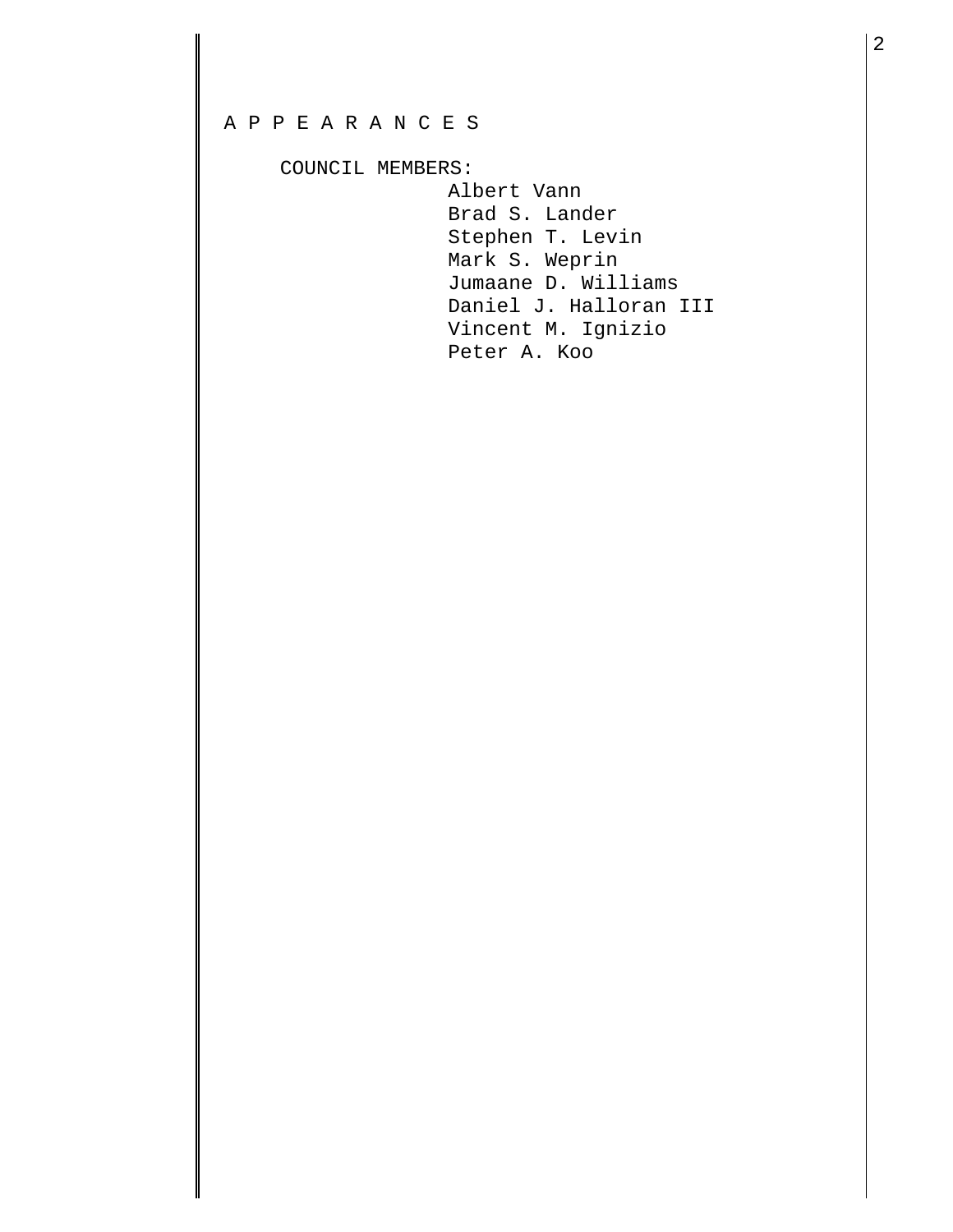A P P E A R A N C E S

COUNCIL MEMBERS:

Albert Vann
Brad S. Lander
Stephen T. Levin
Mark S. Weprin
Jumaane D. Williams
Daniel J. Halloran III
Vincent M. Ignizio
Peter A. Koo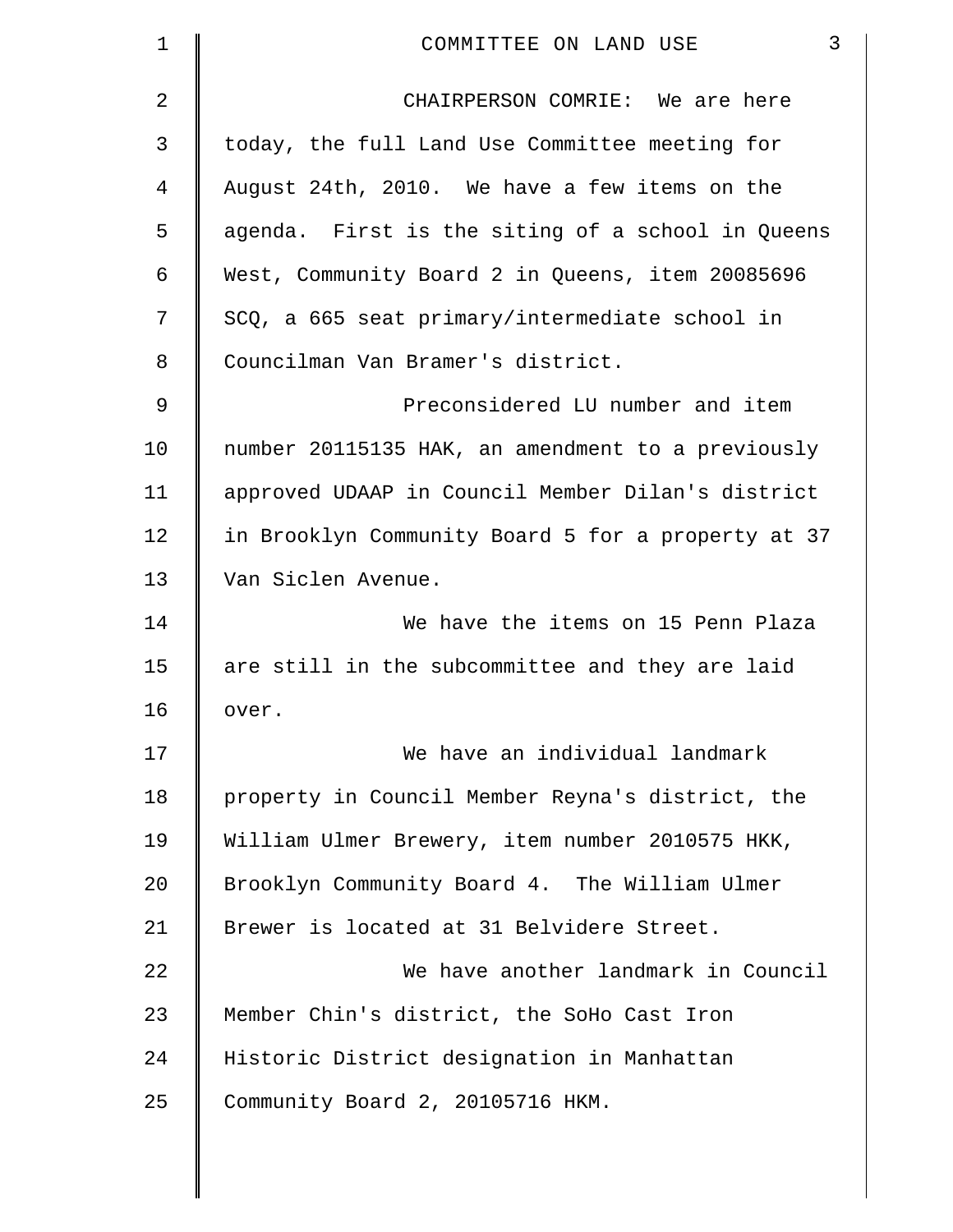COMMITTEE ON LAND USE

CHAIRPERSON COMRIE: We are here today, the full Land Use Committee meeting for August 24th, 2010. We have a few items on the agenda. First is the siting of a school in Queens West, Community Board 2 in Queens, item 20085696 SCQ, a 665 seat primary/intermediate school in Councilman Van Bramer's district.

Preconsidered LU number and item number 20115135 HAK, an amendment to a previously approved UDAAP in Council Member Dilan's district in Brooklyn Community Board 5 for a property at 37 Van Siclen Avenue.

We have the items on 15 Penn Plaza are still in the subcommittee and they are laid over.

We have an individual landmark property in Council Member Reyna's district, the William Ulmer Brewery, item number 2010575 HKK, Brooklyn Community Board 4. The William Ulmer Brewer is located at 31 Belvidere Street.

We have another landmark in Council Member Chin's district, the SoHo Cast Iron Historic District designation in Manhattan Community Board 2, 20105716 HKM.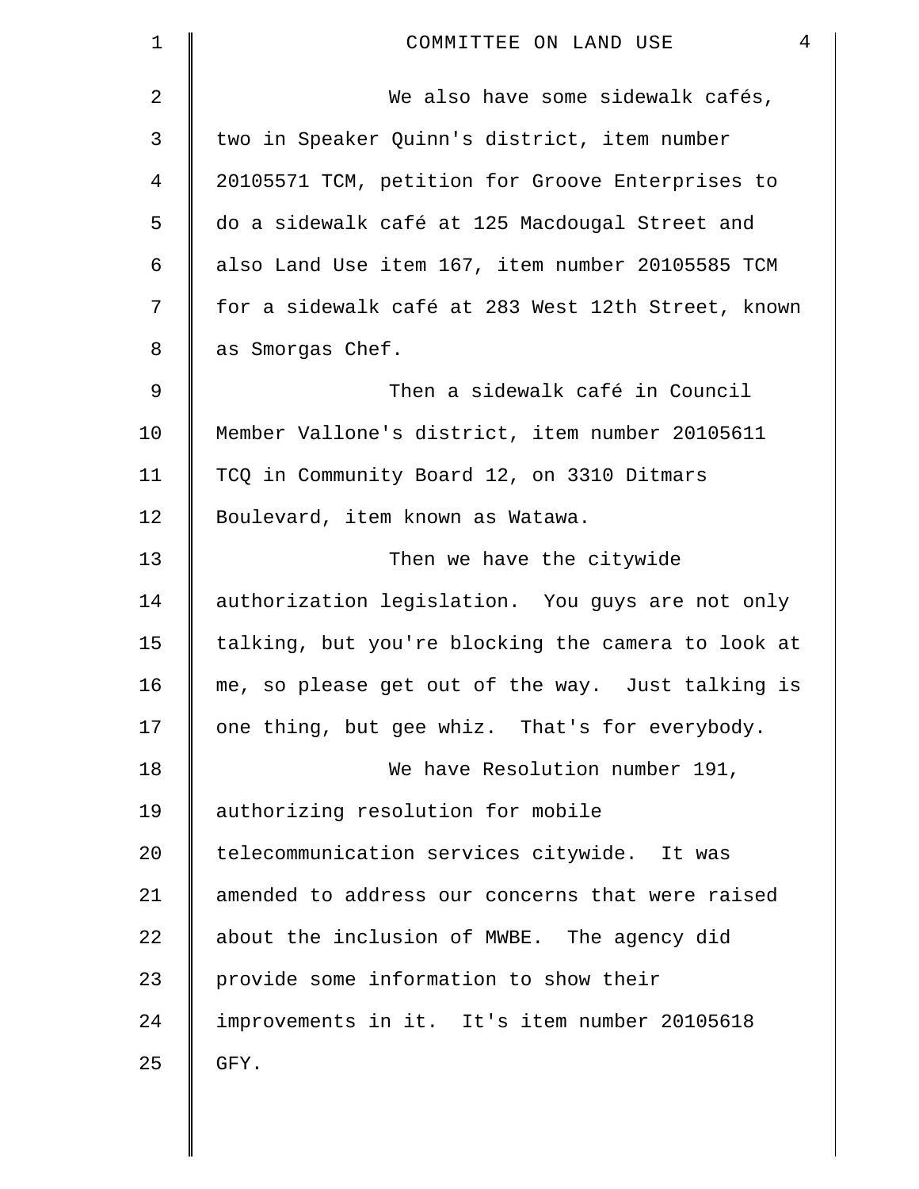We also have some sidewalk cafés, two in Speaker Quinn's district, item number 20105571 TCM, petition for Groove Enterprises to do a sidewalk café at 125 Macdougal Street and also Land Use item 167, item number 20105585 TCM for a sidewalk café at 283 West 12th Street, known as Smorgas Chef.

Then a sidewalk café in Council Member Vallone's district, item number 20105611 TCQ in Community Board 12, on 3310 Ditmars Boulevard, item known as Watawa.

Then we have the citywide authorization legislation. You guys are not only talking, but you're blocking the camera to look at me, so please get out of the way. Just talking is one thing, but gee whiz. That's for everybody.

We have Resolution number 191, authorizing resolution for mobile telecommunication services citywide. It was amended to address our concerns that were raised about the inclusion of MWBE. The agency did provide some information to show their improvements in it. It's item number 20105618 GFY.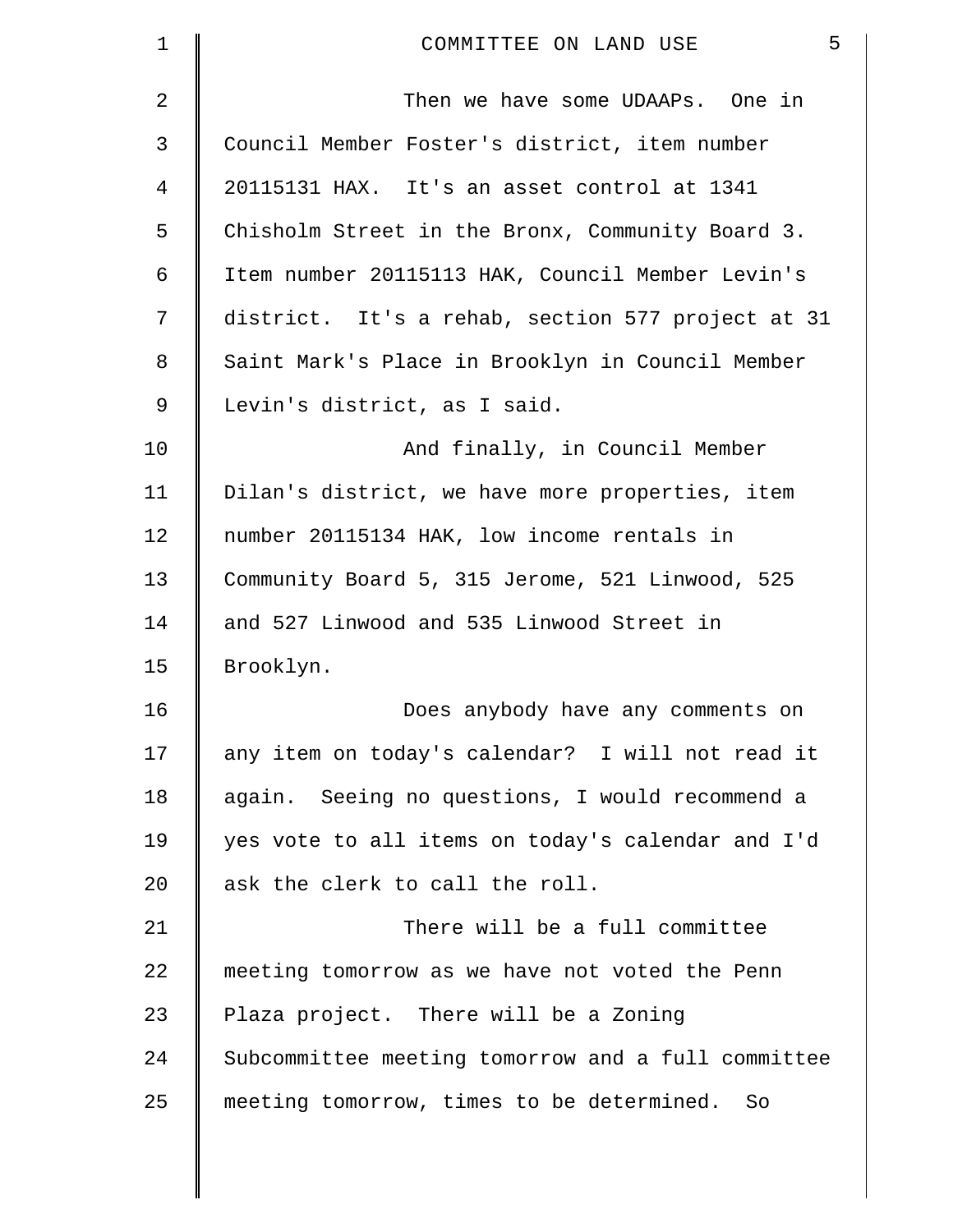Then we have some UDAAPs. One in Council Member Foster's district, item number 20115131 HAX. It's an asset control at 1341 Chisholm Street in the Bronx, Community Board 3. Item number 20115113 HAK, Council Member Levin's district. It's a rehab, section 577 project at 31 Saint Mark's Place in Brooklyn in Council Member Levin's district, as I said.

And finally, in Council Member Dilan's district, we have more properties, item number 20115134 HAK, low income rentals in Community Board 5, 315 Jerome, 521 Linwood, 525 and 527 Linwood and 535 Linwood Street in Brooklyn.

Does anybody have any comments on any item on today's calendar? I will not read it again. Seeing no questions, I would recommend a yes vote to all items on today's calendar and I'd ask the clerk to call the roll.

There will be a full committee meeting tomorrow as we have not voted the Penn Plaza project. There will be a Zoning Subcommittee meeting tomorrow and a full committee meeting tomorrow, times to be determined. So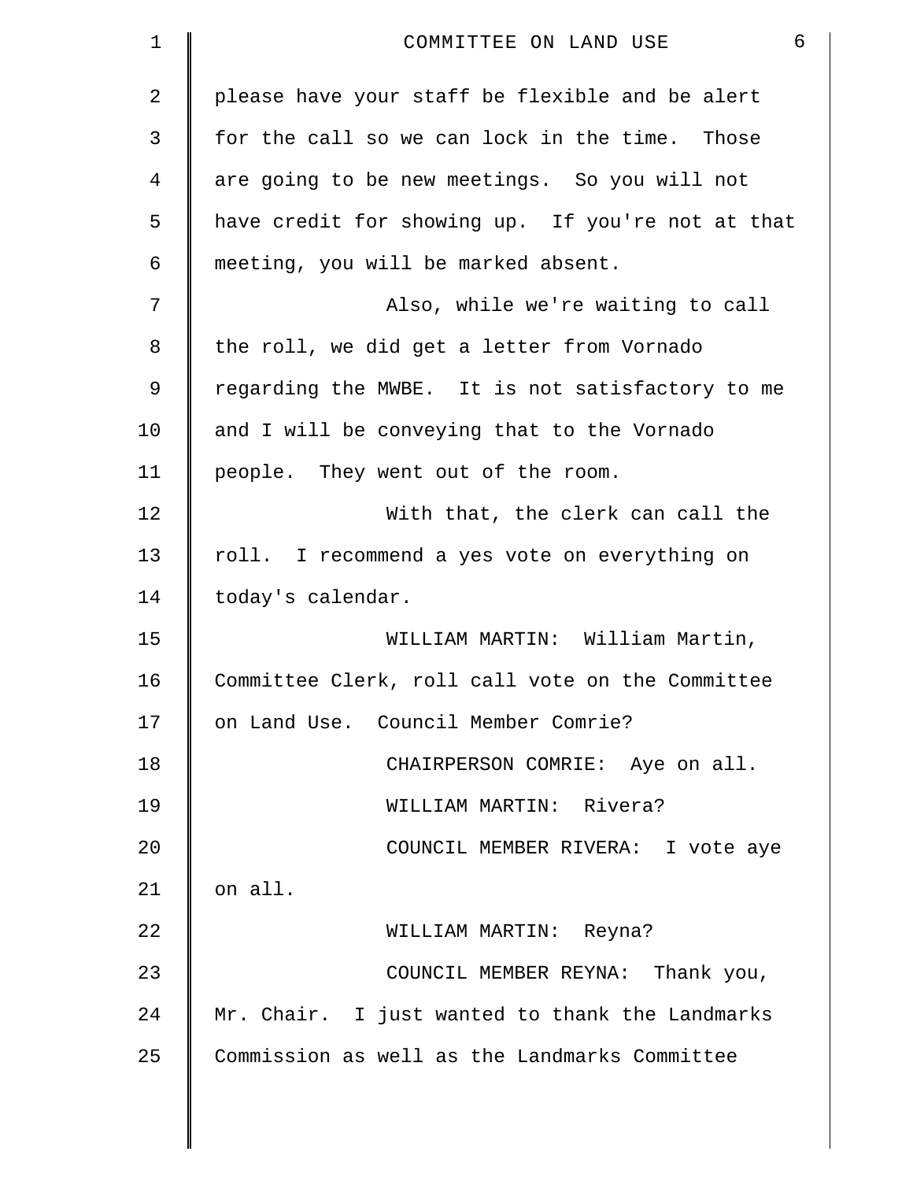please have your staff be flexible and be alert for the call so we can lock in the time. Those are going to be new meetings. So you will not have credit for showing up. If you're not at that meeting, you will be marked absent.

Also, while we're waiting to call the roll, we did get a letter from Vornado regarding the MWBE. It is not satisfactory to me and I will be conveying that to the Vornado people. They went out of the room.

With that, the clerk can call the roll. I recommend a yes vote on everything on today's calendar.

WILLIAM MARTIN: William Martin, Committee Clerk, roll call vote on the Committee on Land Use. Council Member Comrie?

CHAIRPERSON COMRIE: Aye on all.

WILLIAM MARTIN: Rivera?

COUNCIL MEMBER RIVERA: I vote aye on all.

WILLIAM MARTIN: Reyna?

COUNCIL MEMBER REYNA: Thank you, Mr. Chair. I just wanted to thank the Landmarks Commission as well as the Landmarks Committee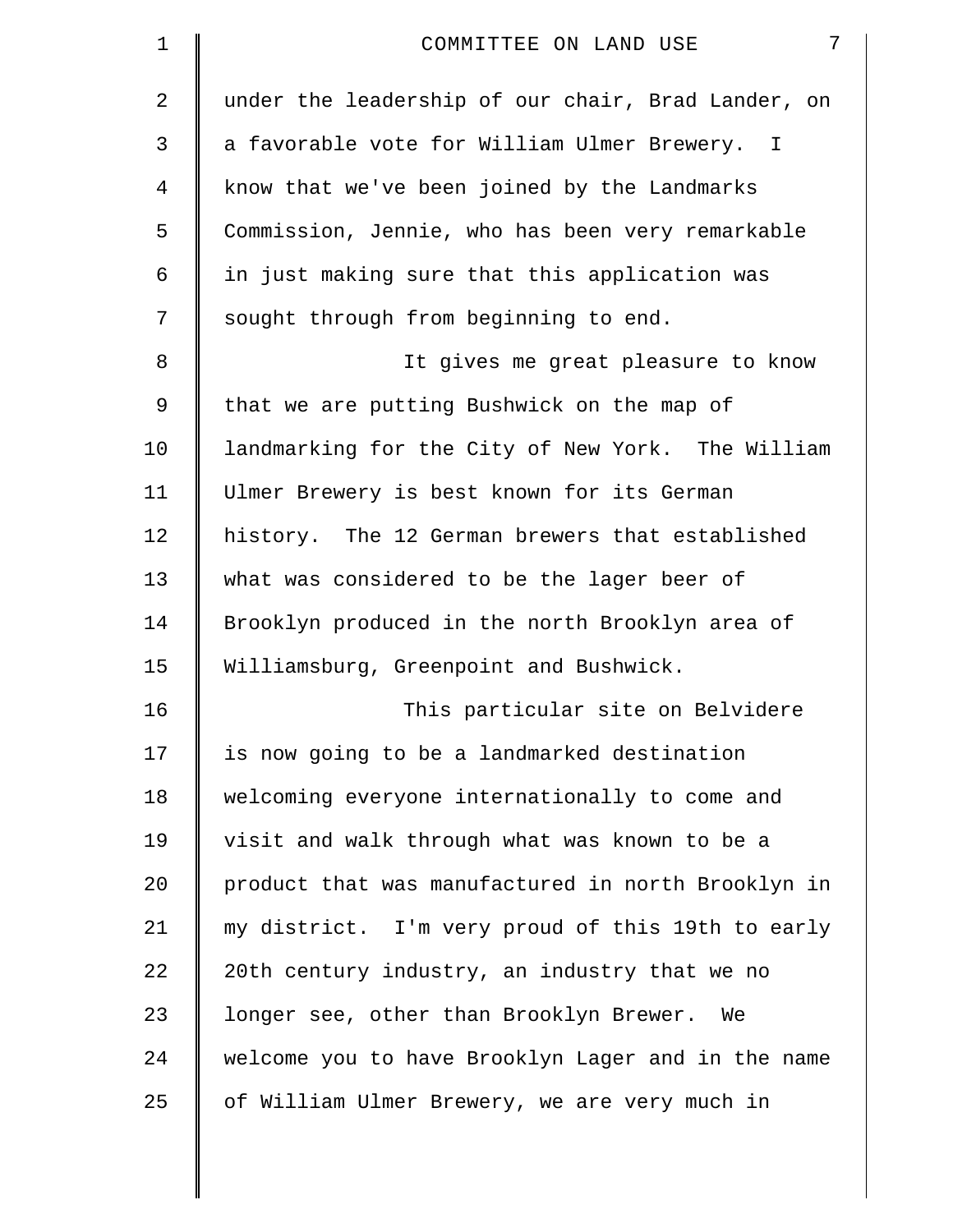under the leadership of our chair, Brad Lander, on a favorable vote for William Ulmer Brewery. I know that we've been joined by the Landmarks Commission, Jennie, who has been very remarkable in just making sure that this application was sought through from beginning to end.

It gives me great pleasure to know that we are putting Bushwick on the map of landmarking for the City of New York. The William Ulmer Brewery is best known for its German history. The 12 German brewers that established what was considered to be the lager beer of Brooklyn produced in the north Brooklyn area of Williamsburg, Greenpoint and Bushwick.

This particular site on Belvidere is now going to be a landmarked destination welcoming everyone internationally to come and visit and walk through what was known to be a product that was manufactured in north Brooklyn in my district. I'm very proud of this 19th to early 20th century industry, an industry that we no longer see, other than Brooklyn Brewer. We welcome you to have Brooklyn Lager and in the name of William Ulmer Brewery, we are very much in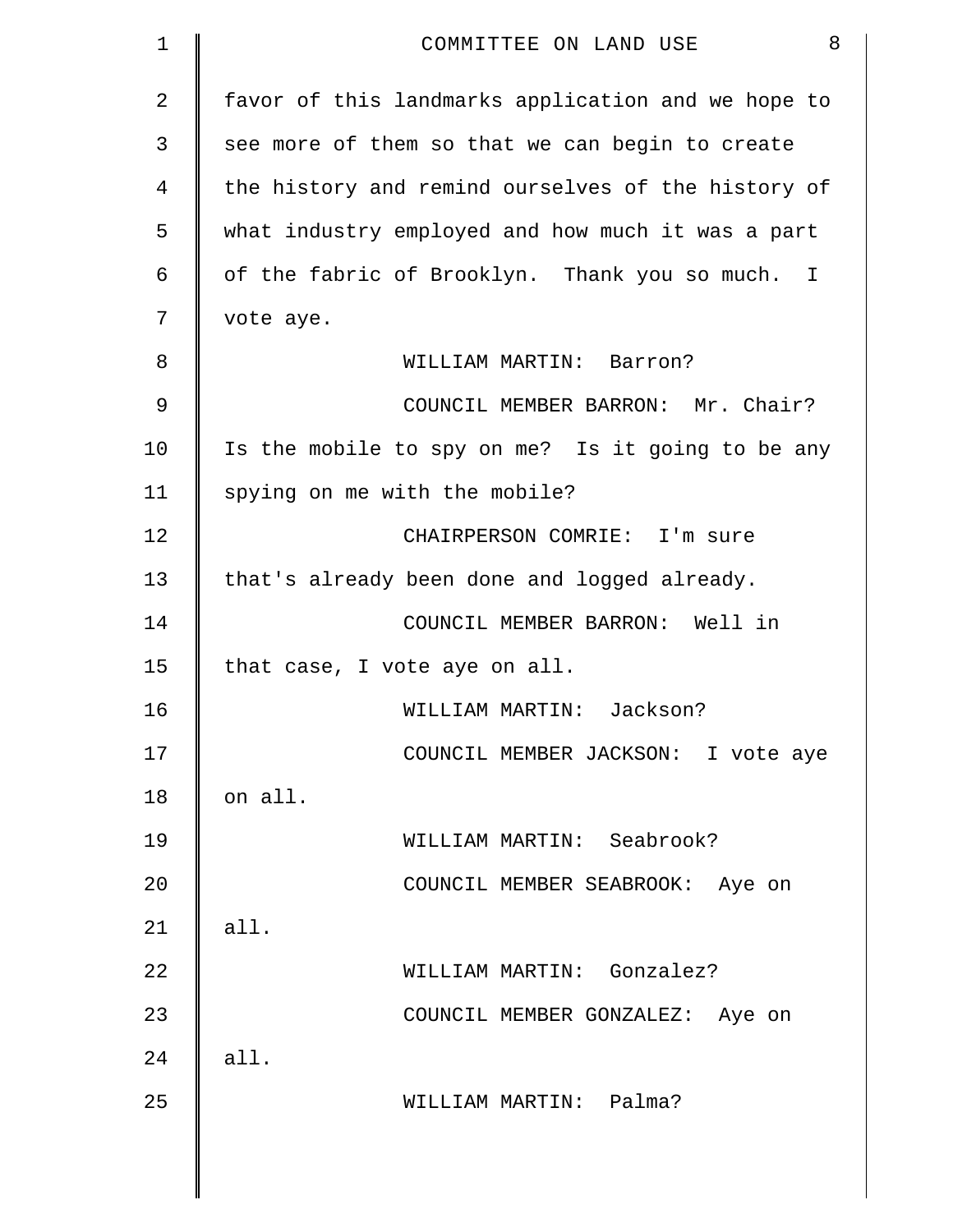favor of this landmarks application and we hope to see more of them so that we can begin to create the history and remind ourselves of the history of what industry employed and how much it was a part of the fabric of Brooklyn. Thank you so much. I vote aye.

WILLIAM MARTIN: Barron?

COUNCIL MEMBER BARRON: Mr. Chair? Is the mobile to spy on me? Is it going to be any spying on me with the mobile?

CHAIRPERSON COMRIE: I'm sure that's already been done and logged already.

COUNCIL MEMBER BARRON: Well in that case, I vote aye on all.

WILLIAM MARTIN: Jackson?

COUNCIL MEMBER JACKSON: I vote aye on all.

WILLIAM MARTIN: Seabrook?

COUNCIL MEMBER SEABROOK: Aye on all.

WILLIAM MARTIN: Gonzalez?

COUNCIL MEMBER GONZALEZ: Aye on all.

WILLIAM MARTIN: Palma?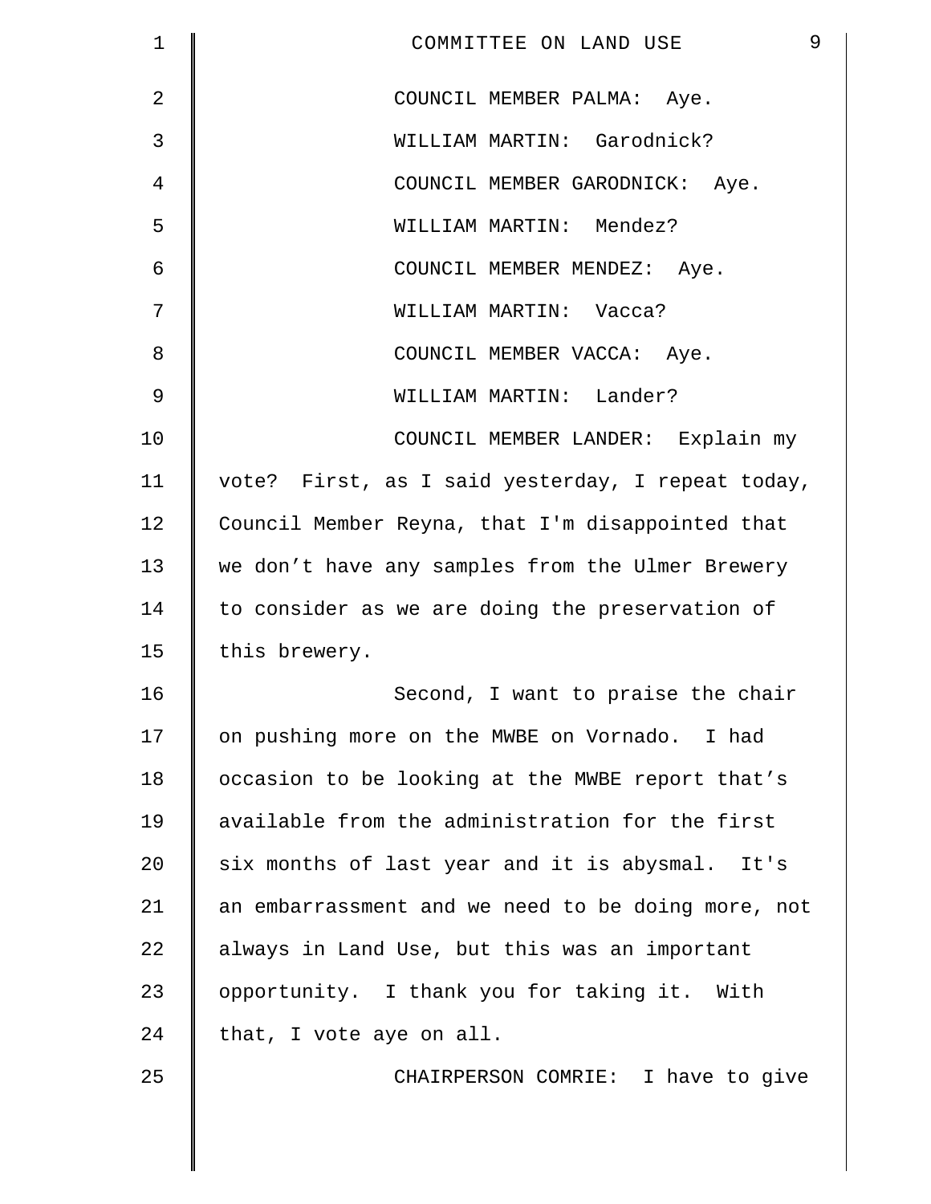COUNCIL MEMBER PALMA: Aye.

WILLIAM MARTIN: Garodnick?

COUNCIL MEMBER GARODNICK: Aye.

WILLIAM MARTIN: Mendez?

COUNCIL MEMBER MENDEZ: Aye.

WILLIAM MARTIN: Vacca?

COUNCIL MEMBER VACCA: Aye.

WILLIAM MARTIN: Lander?

COUNCIL MEMBER LANDER: Explain my vote? First, as I said yesterday, I repeat today, Council Member Reyna, that I'm disappointed that we don't have any samples from the Ulmer Brewery to consider as we are doing the preservation of this brewery.

Second, I want to praise the chair on pushing more on the MWBE on Vornado. I had occasion to be looking at the MWBE report that's available from the administration for the first six months of last year and it is abysmal. It's an embarrassment and we need to be doing more, not always in Land Use, but this was an important opportunity. I thank you for taking it. With that, I vote aye on all.

CHAIRPERSON COMRIE: I have to give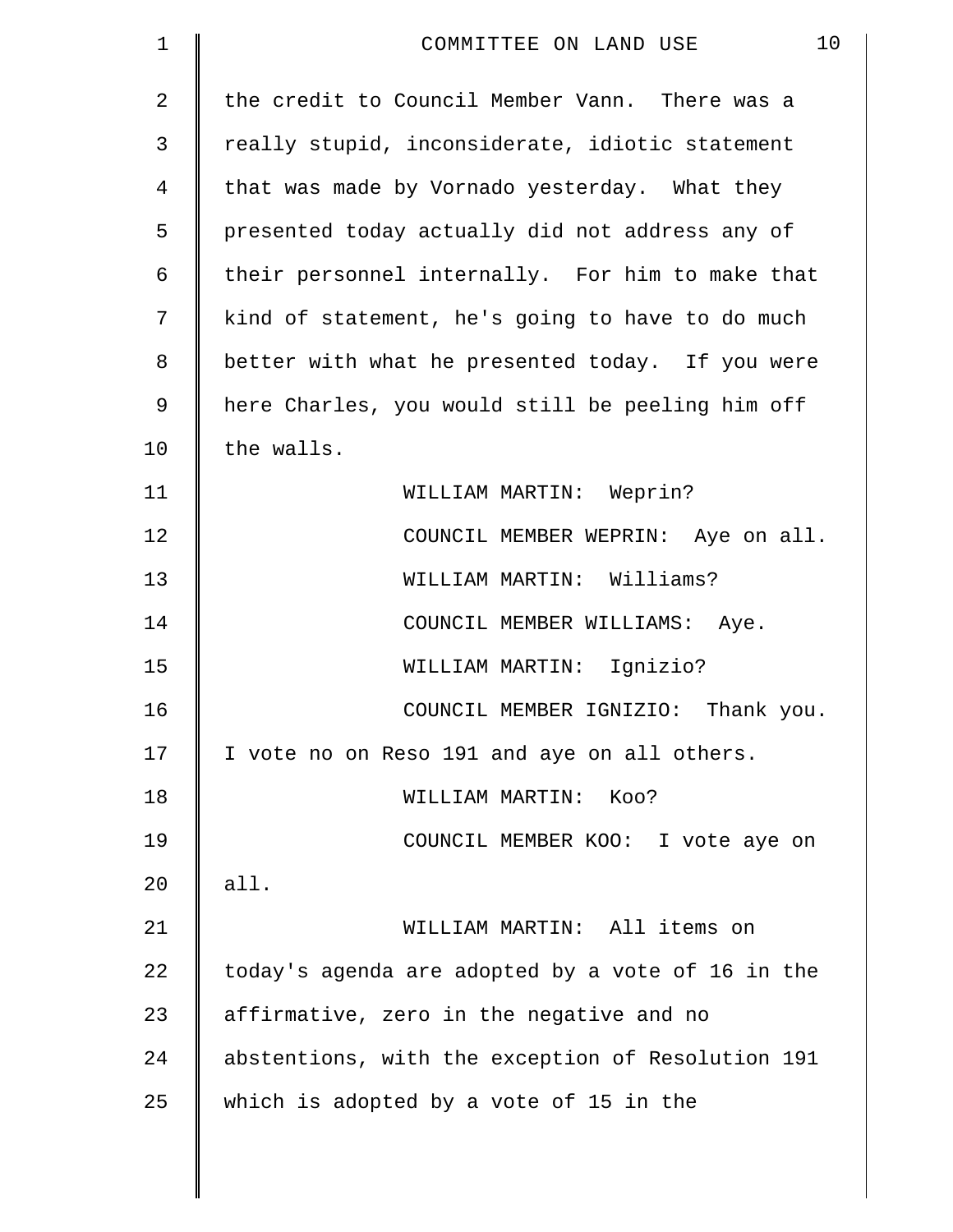the credit to Council Member Vann. There was a really stupid, inconsiderate, idiotic statement that was made by Vornado yesterday. What they presented today actually did not address any of their personnel internally. For him to make that kind of statement, he's going to have to do much better with what he presented today. If you were here Charles, you would still be peeling him off the walls.

WILLIAM MARTIN: Weprin?

COUNCIL MEMBER WEPRIN: Aye on all.

WILLIAM MARTIN: Williams?

COUNCIL MEMBER WILLIAMS: Aye.

WILLIAM MARTIN: Ignizio?

COUNCIL MEMBER IGNIZIO: Thank you. I vote no on Reso 191 and aye on all others.

WILLIAM MARTIN: Koo?

COUNCIL MEMBER KOO: I vote aye on all.

WILLIAM MARTIN: All items on today's agenda are adopted by a vote of 16 in the affirmative, zero in the negative and no abstentions, with the exception of Resolution 191 which is adopted by a vote of 15 in the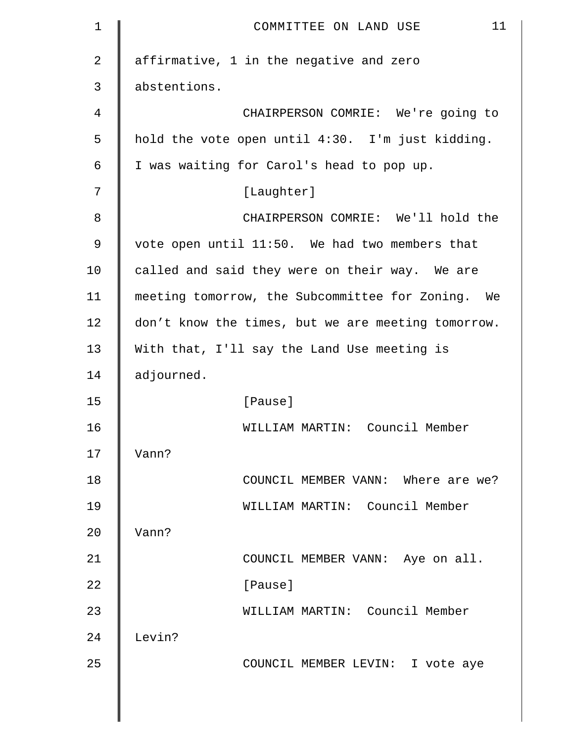affirmative, 1 in the negative and zero abstentions.

CHAIRPERSON COMRIE: We're going to hold the vote open until 4:30. I'm just kidding. I was waiting for Carol's head to pop up.

[Laughter]

CHAIRPERSON COMRIE: We'll hold the vote open until 11:50. We had two members that called and said they were on their way. We are meeting tomorrow, the Subcommittee for Zoning. We don't know the times, but we are meeting tomorrow. With that, I'll say the Land Use meeting is adjourned.

[Pause]

WILLIAM MARTIN: Council Member Vann?

COUNCIL MEMBER VANN: Where are we?

WILLIAM MARTIN: Council Member Vann?

COUNCIL MEMBER VANN: Aye on all.

[Pause]

WILLIAM MARTIN: Council Member Levin?

COUNCIL MEMBER LEVIN: I vote aye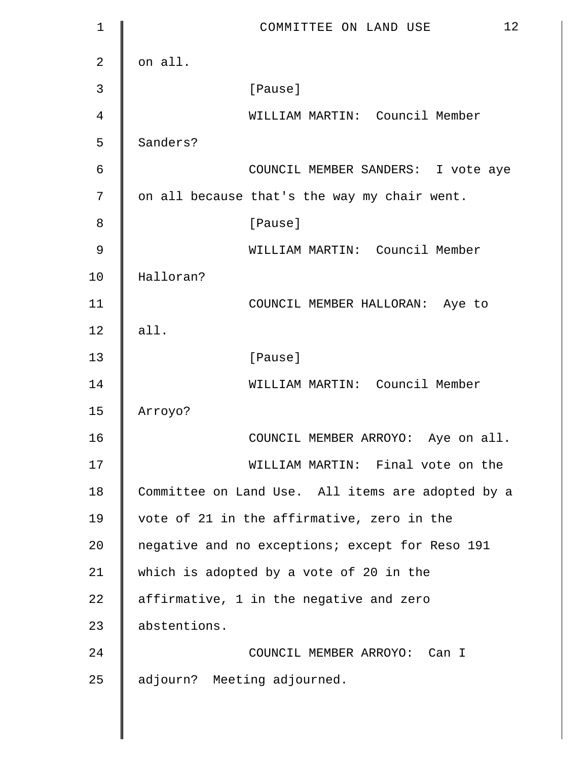on all.

[Pause]

WILLIAM MARTIN: Council Member Sanders?

COUNCIL MEMBER SANDERS: I vote aye on all because that's the way my chair went.

[Pause]

WILLIAM MARTIN: Council Member Halloran?

COUNCIL MEMBER HALLORAN: Aye to all.

[Pause]

WILLIAM MARTIN: Council Member Arroyo?

COUNCIL MEMBER ARROYO: Aye on all.

WILLIAM MARTIN: Final vote on the Committee on Land Use. All items are adopted by a vote of 21 in the affirmative, zero in the negative and no exceptions; except for Reso 191 which is adopted by a vote of 20 in the affirmative, 1 in the negative and zero abstentions.

COUNCIL MEMBER ARROYO: Can I adjourn? Meeting adjourned.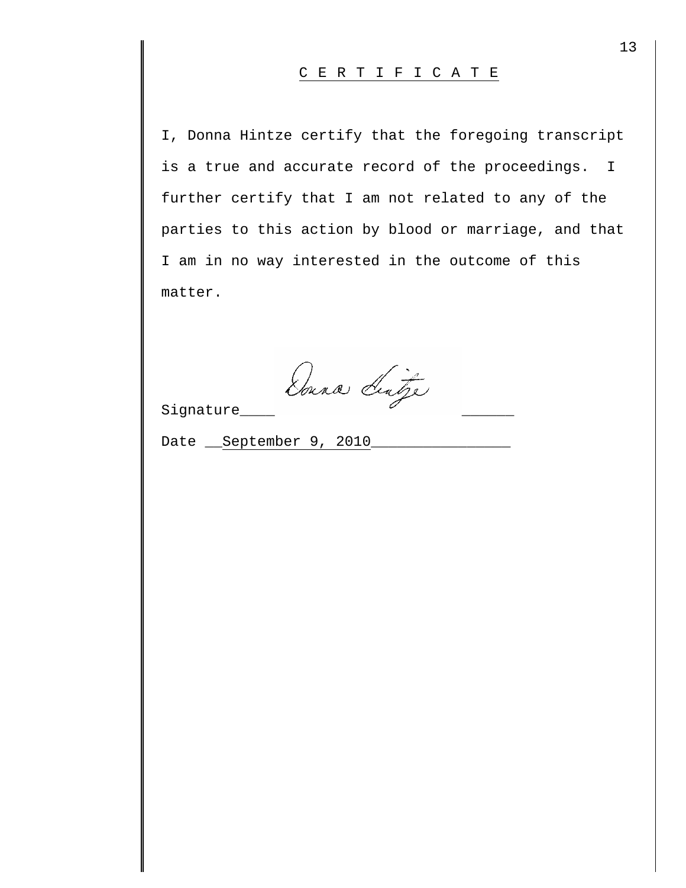# C E R T I F I C A T E

I, Donna Hintze certify that the foregoing transcript is a true and accurate record of the proceedings. I further certify that I am not related to any of the parties to this action by blood or marriage, and that I am in no way interested in the outcome of this matter.

Signature____ Donna Hintze ______

Date __September 9, 2010________________